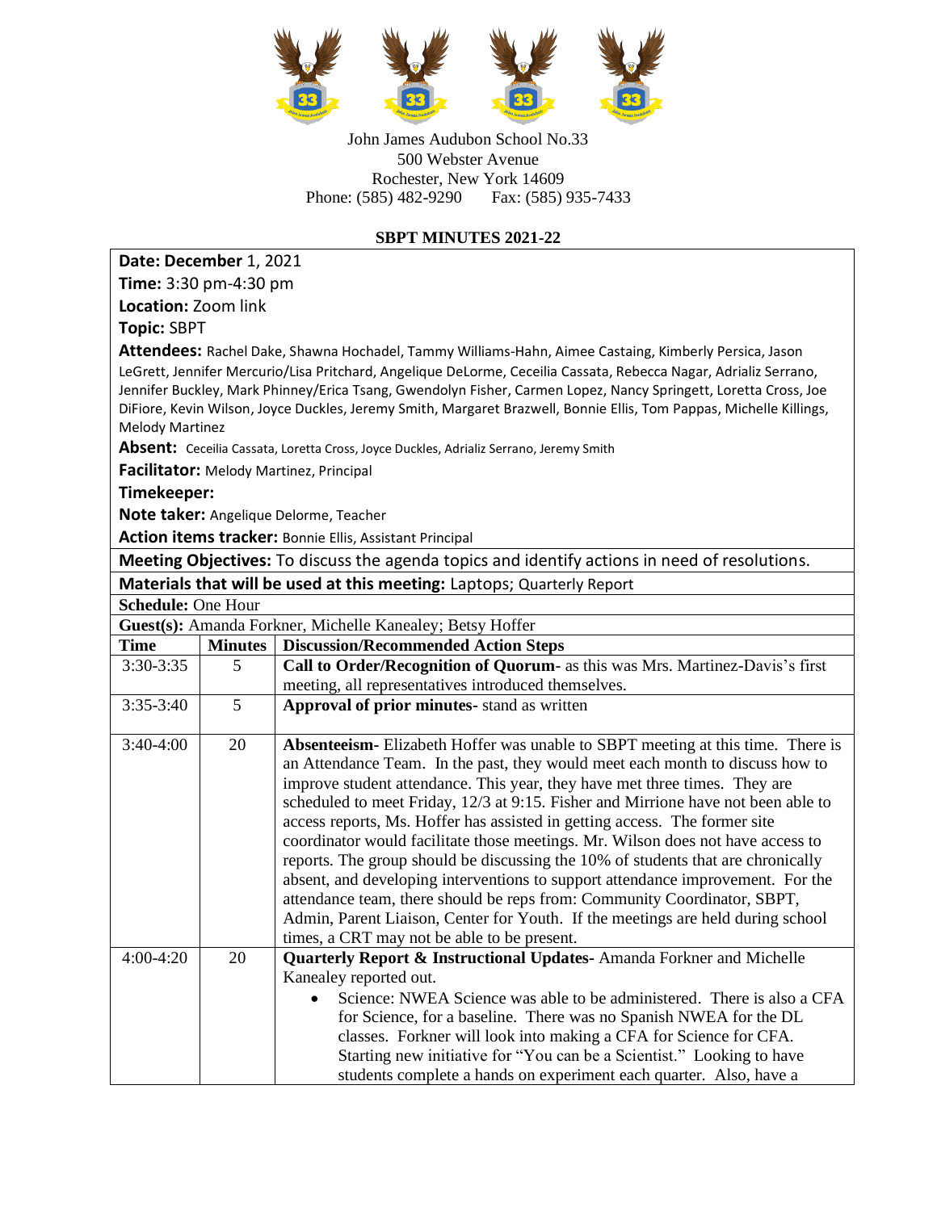John James Audubon School No.33
500 Webster Avenue
Rochester, New York 14609
Phone: (585) 482-9290     Fax: (585) 935-7433

## SBPT MINUTES 2021-22

**Date: December** 1, 2021

**Time:** 3:30 pm-4:30 pm

**Location:** Zoom link

**Topic:** SBPT

**Attendees:** Rachel Dake, Shawna Hochadel, Tammy Williams-Hahn, Aimee Castaing, Kimberly Persica, Jason LeGrett, Jennifer Mercurio/Lisa Pritchard, Angelique DeLorme, Ceceilia Cassata, Rebecca Nagar, Adrializ Serrano, Jennifer Buckley, Mark Phinney/Erica Tsang, Gwendolyn Fisher, Carmen Lopez, Nancy Springett, Loretta Cross, Joe DiFiore, Kevin Wilson, Joyce Duckles, Jeremy Smith, Margaret Brazwell, Bonnie Ellis, Tom Pappas, Michelle Killings, Melody Martinez

**Absent:** Ceceilia Cassata, Loretta Cross, Joyce Duckles, Adrializ Serrano, Jeremy Smith

**Facilitator:** Melody Martinez, Principal

**Timekeeper:**

**Note taker:** Angelique Delorme, Teacher

**Action items tracker:** Bonnie Ellis, Assistant Principal

**Meeting Objectives:** To discuss the agenda topics and identify actions in need of resolutions.

**Materials that will be used at this meeting:** Laptops; Quarterly Report

**Schedule:** One Hour

**Guest(s):** Amanda Forkner, Michelle Kanealey; Betsy Hoffer

| Time | Minutes | Discussion/Recommended Action Steps |
|---|---|---|
| 3:30-3:35 | 5 | **Call to Order/Recognition of Quorum**- as this was Mrs. Martinez-Davis's first meeting, all representatives introduced themselves. |
| 3:35-3:40 | 5 | **Approval of prior minutes**- stand as written |
| 3:40-4:00 | 20 | **Absenteeism**- Elizabeth Hoffer was unable to SBPT meeting at this time. There is an Attendance Team. In the past, they would meet each month to discuss how to improve student attendance. This year, they have met three times. They are scheduled to meet Friday, 12/3 at 9:15. Fisher and Mirrione have not been able to access reports, Ms. Hoffer has assisted in getting access. The former site coordinator would facilitate those meetings. Mr. Wilson does not have access to reports. The group should be discussing the 10% of students that are chronically absent, and developing interventions to support attendance improvement. For the attendance team, there should be reps from: Community Coordinator, SBPT, Admin, Parent Liaison, Center for Youth. If the meetings are held during school times, a CRT may not be able to be present. |
| 4:00-4:20 | 20 | **Quarterly Report & Instructional Updates**- Amanda Forkner and Michelle Kanealey reported out.<br>• Science: NWEA Science was able to be administered. There is also a CFA for Science, for a baseline. There was no Spanish NWEA for the DL classes. Forkner will look into making a CFA for Science for CFA. Starting new initiative for "You can be a Scientist." Looking to have students complete a hands on experiment each quarter. Also, have a |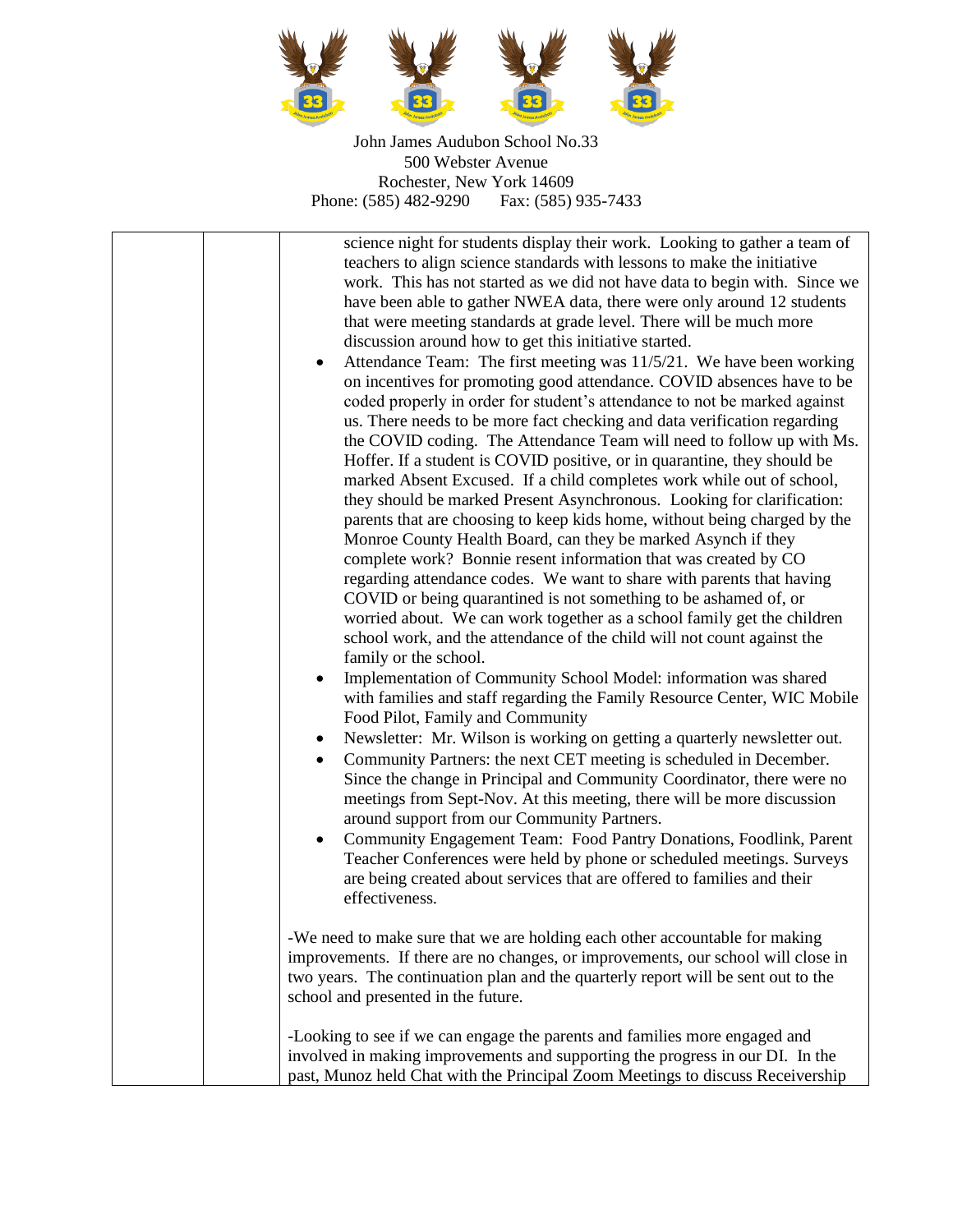| | | science night for students display their work. Looking to gather a team of teachers to align science standards with lessons to make the initiative work. This has not started as we did not have data to begin with. Since we have been able to gather NWEA data, there were only around 12 students that were meeting standards at grade level. There will be much more discussion around how to get this initiative started.<br>• Attendance Team: The first meeting was 11/5/21. We have been working on incentives for promoting good attendance. COVID absences have to be coded properly in order for student's attendance to not be marked against us. There needs to be more fact checking and data verification regarding the COVID coding. The Attendance Team will need to follow up with Ms. Hoffer. If a student is COVID positive, or in quarantine, they should be marked Absent Excused. If a child completes work while out of school, they should be marked Present Asynchronous. Looking for clarification: parents that are choosing to keep kids home, without being charged by the Monroe County Health Board, can they be marked Asynch if they complete work? Bonnie resent information that was created by CO regarding attendance codes. We want to share with parents that having COVID or being quarantined is not something to be ashamed of, or worried about. We can work together as a school family get the children school work, and the attendance of the child will not count against the family or the school.<br>• Implementation of Community School Model: information was shared with families and staff regarding the Family Resource Center, WIC Mobile Food Pilot, Family and Community<br>• Newsletter: Mr. Wilson is working on getting a quarterly newsletter out.<br>• Community Partners: the next CET meeting is scheduled in December. Since the change in Principal and Community Coordinator, there were no meetings from Sept-Nov. At this meeting, there will be more discussion around support from our Community Partners.<br>• Community Engagement Team: Food Pantry Donations, Foodlink, Parent Teacher Conferences were held by phone or scheduled meetings. Surveys are being created about services that are offered to families and their effectiveness.<br><br>-We need to make sure that we are holding each other accountable for making improvements. If there are no changes, or improvements, our school will close in two years. The continuation plan and the quarterly report will be sent out to the school and presented in the future.<br><br>-Looking to see if we can engage the parents and families more engaged and involved in making improvements and supporting the progress in our DI. In the past, Munoz held Chat with the Principal Zoom Meetings to discuss Receivership |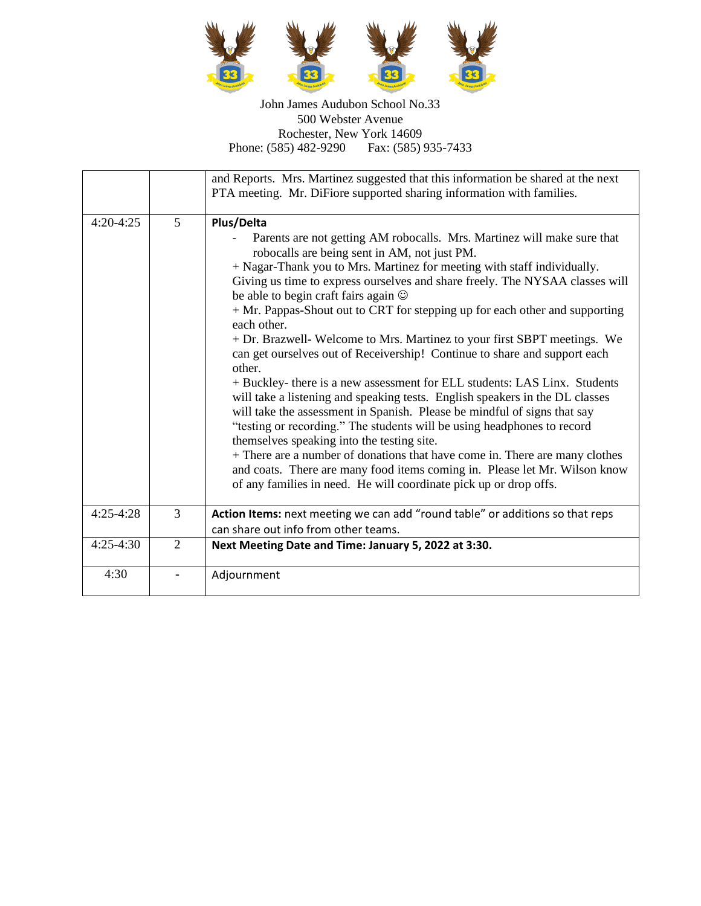John James Audubon School No.33
500 Webster Avenue
Rochester, New York 14609
Phone: (585) 482-9290 Fax: (585) 935-7433

| | | |
|---|---|---|
| | | and Reports. Mrs. Martinez suggested that this information be shared at the next PTA meeting. Mr. DiFiore supported sharing information with families. |
| 4:20-4:25 | 5 | **Plus/Delta**<br>- Parents are not getting AM robocalls. Mrs. Martinez will make sure that robocalls are being sent in AM, not just PM.<br>+ Nagar-Thank you to Mrs. Martinez for meeting with staff individually. Giving us time to express ourselves and share freely. The NYSAA classes will be able to begin craft fairs again ☺<br>+ Mr. Pappas-Shout out to CRT for stepping up for each other and supporting each other.<br>+ Dr. Brazwell- Welcome to Mrs. Martinez to your first SBPT meetings. We can get ourselves out of Receivership! Continue to share and support each other.<br>+ Buckley- there is a new assessment for ELL students: LAS Linx. Students will take a listening and speaking tests. English speakers in the DL classes will take the assessment in Spanish. Please be mindful of signs that say "testing or recording." The students will be using headphones to record themselves speaking into the testing site.<br>+ There are a number of donations that have come in. There are many clothes and coats. There are many food items coming in. Please let Mr. Wilson know of any families in need. He will coordinate pick up or drop offs. |
| 4:25-4:28 | 3 | **Action Items:** next meeting we can add "round table" or additions so that reps can share out info from other teams. |
| 4:25-4:30 | 2 | **Next Meeting Date and Time: January 5, 2022 at 3:30.** |
| 4:30 | - | Adjournment |